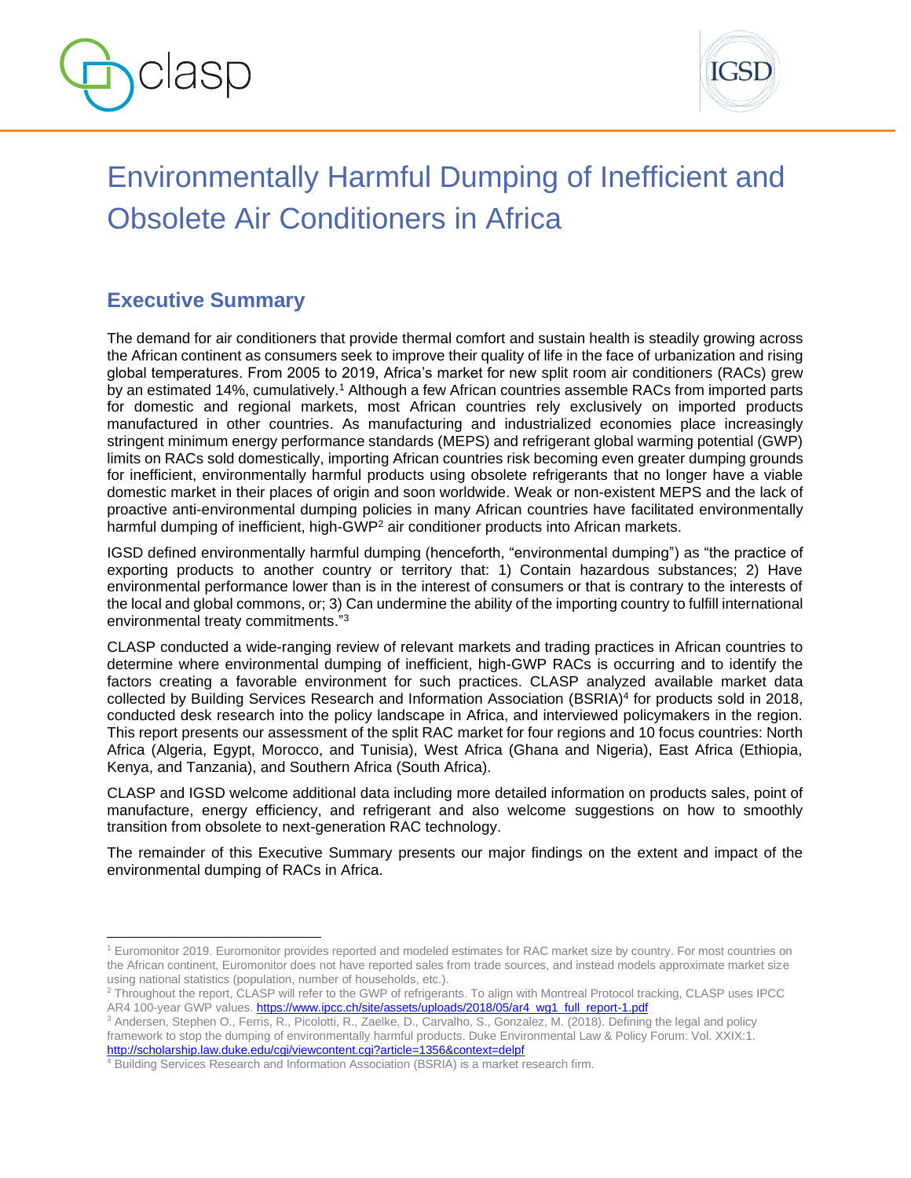# Environmentally Harmful Dumping of Inefficient and Obsolete Air Conditioners in Africa

## Executive Summary

The demand for air conditioners that provide thermal comfort and sustain health is steadily growing across the African continent as consumers seek to improve their quality of life in the face of urbanization and rising global temperatures. From 2005 to 2019, Africa's market for new split room air conditioners (RACs) grew by an estimated 14%, cumulatively.[1] Although a few African countries assemble RACs from imported parts for domestic and regional markets, most African countries rely exclusively on imported products manufactured in other countries. As manufacturing and industrialized economies place increasingly stringent minimum energy performance standards (MEPS) and refrigerant global warming potential (GWP) limits on RACs sold domestically, importing African countries risk becoming even greater dumping grounds for inefficient, environmentally harmful products using obsolete refrigerants that no longer have a viable domestic market in their places of origin and soon worldwide. Weak or non-existent MEPS and the lack of proactive anti-environmental dumping policies in many African countries have facilitated environmentally harmful dumping of inefficient, high-GWP[2] air conditioner products into African markets.

IGSD defined environmentally harmful dumping (henceforth, "environmental dumping") as "the practice of exporting products to another country or territory that: 1) Contain hazardous substances; 2) Have environmental performance lower than is in the interest of consumers or that is contrary to the interests of the local and global commons, or; 3) Can undermine the ability of the importing country to fulfill international environmental treaty commitments."[3]

CLASP conducted a wide-ranging review of relevant markets and trading practices in African countries to determine where environmental dumping of inefficient, high-GWP RACs is occurring and to identify the factors creating a favorable environment for such practices. CLASP analyzed available market data collected by Building Services Research and Information Association (BSRIA)[4] for products sold in 2018, conducted desk research into the policy landscape in Africa, and interviewed policymakers in the region. This report presents our assessment of the split RAC market for four regions and 10 focus countries: North Africa (Algeria, Egypt, Morocco, and Tunisia), West Africa (Ghana and Nigeria), East Africa (Ethiopia, Kenya, and Tanzania), and Southern Africa (South Africa).

CLASP and IGSD welcome additional data including more detailed information on products sales, point of manufacture, energy efficiency, and refrigerant and also welcome suggestions on how to smoothly transition from obsolete to next-generation RAC technology.

The remainder of this Executive Summary presents our major findings on the extent and impact of the environmental dumping of RACs in Africa.

---

[1] Euromonitor 2019. Euromonitor provides reported and modeled estimates for RAC market size by country. For most countries on the African continent, Euromonitor does not have reported sales from trade sources, and instead models approximate market size using national statistics (population, number of households, etc.).

[2] Throughout the report, CLASP will refer to the GWP of refrigerants. To align with Montreal Protocol tracking, CLASP uses IPCC AR4 100-year GWP values. https://www.ipcc.ch/site/assets/uploads/2018/05/ar4_wg1_full_report-1.pdf

[3] Andersen, Stephen O., Ferris, R., Picolotti, R., Zaelke, D., Carvalho, S., Gonzalez, M. (2018). Defining the legal and policy framework to stop the dumping of environmentally harmful products. Duke Environmental Law & Policy Forum: Vol. XXIX:1. http://scholarship.law.duke.edu/cgi/viewcontent.cgi?article=1356&context=delpf

[4] Building Services Research and Information Association (BSRIA) is a market research firm.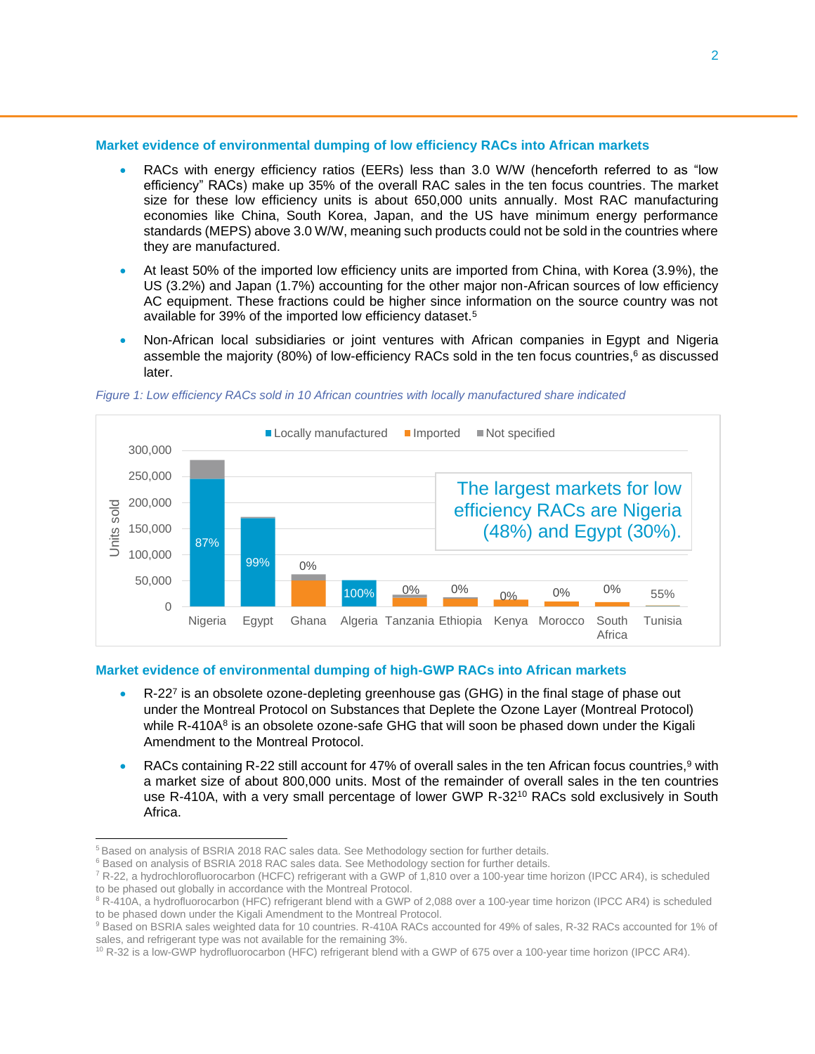### Market evidence of environmental dumping of low efficiency RACs into African markets

- RACs with energy efficiency ratios (EERs) less than 3.0 W/W (henceforth referred to as "low efficiency" RACs) make up 35% of the overall RAC sales in the ten focus countries. The market size for these low efficiency units is about 650,000 units annually. Most RAC manufacturing economies like China, South Korea, Japan, and the US have minimum energy performance standards (MEPS) above 3.0 W/W, meaning such products could not be sold in the countries where they are manufactured.
- At least 50% of the imported low efficiency units are imported from China, with Korea (3.9%), the US (3.2%) and Japan (1.7%) accounting for the other major non-African sources of low efficiency AC equipment. These fractions could be higher since information on the source country was not available for 39% of the imported low efficiency dataset.[5]
- Non-African local subsidiaries or joint ventures with African companies in Egypt and Nigeria assemble the majority (80%) of low-efficiency RACs sold in the ten focus countries,[6] as discussed later.

*Figure 1: Low efficiency RACs sold in 10 African countries with locally manufactured share indicated*

| Country | Locally manufactured share |
| --- | --- |
| Nigeria | 87% |
| Egypt | 99% |
| Ghana | 0% |
| Algeria | 100% |
| Tanzania | 0% |
| Ethiopia | 0% |
| Kenya | 0% |
| Morocco | 0% |
| South Africa | 0% |
| Tunisia | 55% |

The largest markets for low efficiency RACs are Nigeria (48%) and Egypt (30%).

### Market evidence of environmental dumping of high-GWP RACs into African markets

- R-22[7] is an obsolete ozone-depleting greenhouse gas (GHG) in the final stage of phase out under the Montreal Protocol on Substances that Deplete the Ozone Layer (Montreal Protocol) while R-410A[8] is an obsolete ozone-safe GHG that will soon be phased down under the Kigali Amendment to the Montreal Protocol.
- RACs containing R-22 still account for 47% of overall sales in the ten African focus countries,[9] with a market size of about 800,000 units. Most of the remainder of overall sales in the ten countries use R-410A, with a very small percentage of lower GWP R-32[10] RACs sold exclusively in South Africa.

---

[5] Based on analysis of BSRIA 2018 RAC sales data. See Methodology section for further details.

[6] Based on analysis of BSRIA 2018 RAC sales data. See Methodology section for further details.

[7] R-22, a hydrochlorofluorocarbon (HCFC) refrigerant with a GWP of 1,810 over a 100-year time horizon (IPCC AR4), is scheduled to be phased out globally in accordance with the Montreal Protocol.

[8] R-410A, a hydrofluorocarbon (HFC) refrigerant blend with a GWP of 2,088 over a 100-year time horizon (IPCC AR4) is scheduled to be phased down under the Kigali Amendment to the Montreal Protocol.

[9] Based on BSRIA sales weighted data for 10 countries. R-410A RACs accounted for 49% of sales, R-32 RACs accounted for 1% of sales, and refrigerant type was not available for the remaining 3%.

[10] R-32 is a low-GWP hydrofluorocarbon (HFC) refrigerant blend with a GWP of 675 over a 100-year time horizon (IPCC AR4).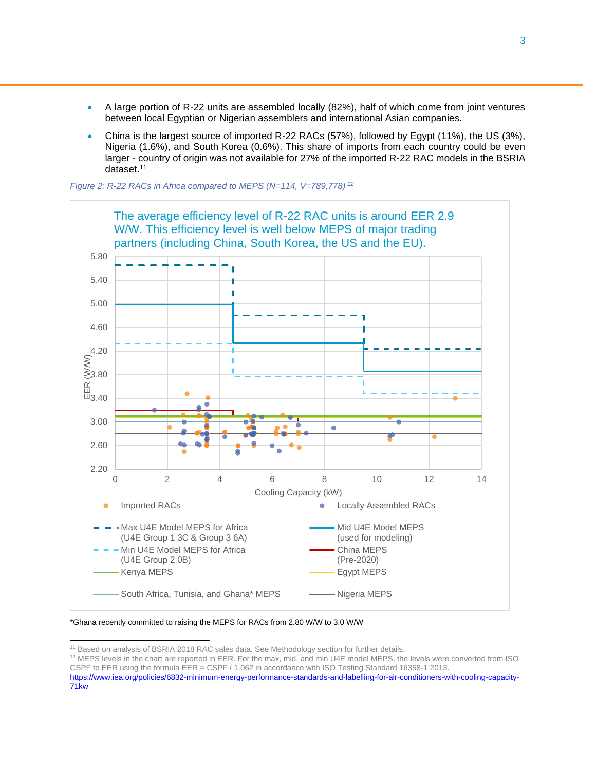- A large portion of R-22 units are assembled locally (82%), half of which come from joint ventures between local Egyptian or Nigerian assemblers and international Asian companies.
- China is the largest source of imported R-22 RACs (57%), followed by Egypt (11%), the US (3%), Nigeria (1.6%), and South Korea (0.6%). This share of imports from each country could be even larger - country of origin was not available for 27% of the imported R-22 RAC models in the BSRIA dataset.[11]

*Figure 2: R-22 RACs in Africa compared to MEPS (N=114, V=789,778)* [12]

The average efficiency level of R-22 RAC units is around EER 2.9 W/W. This efficiency level is well below MEPS of major trading partners (including China, South Korea, the US and the EU).

*Ghana recently committed to raising the MEPS for RACs from 2.80 W/W to 3.0 W/W

---

[11] Based on analysis of BSRIA 2018 RAC sales data. See Methodology section for further details.

[12] MEPS levels in the chart are reported in EER. For the max, mid, and min U4E model MEPS, the levels were converted from ISO CSPF to EER using the formula EER = CSPF / 1.062 in accordance with ISO Testing Standard 16358-1:2013. https://www.iea.org/policies/6832-minimum-energy-performance-standards-and-labelling-for-air-conditioners-with-cooling-capacity-71kw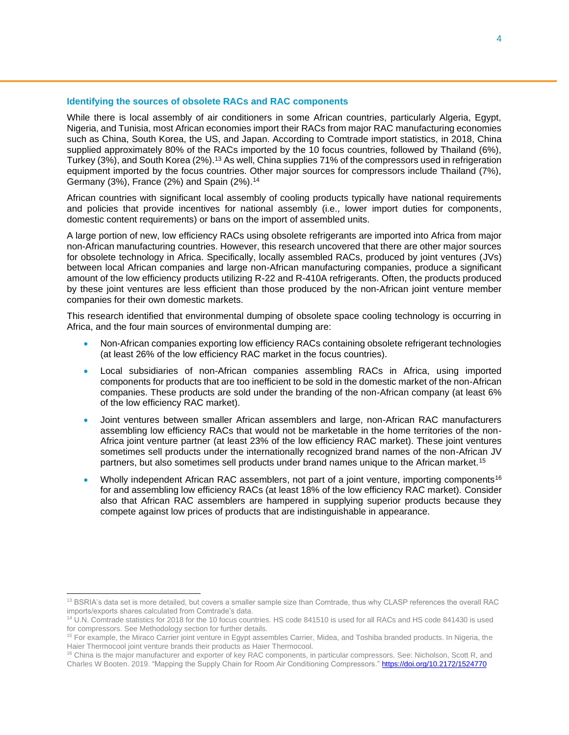### Identifying the sources of obsolete RACs and RAC components

While there is local assembly of air conditioners in some African countries, particularly Algeria, Egypt, Nigeria, and Tunisia, most African economies import their RACs from major RAC manufacturing economies such as China, South Korea, the US, and Japan. According to Comtrade import statistics, in 2018, China supplied approximately 80% of the RACs imported by the 10 focus countries, followed by Thailand (6%), Turkey (3%), and South Korea (2%).[13] As well, China supplies 71% of the compressors used in refrigeration equipment imported by the focus countries. Other major sources for compressors include Thailand (7%), Germany (3%), France (2%) and Spain (2%).[14]

African countries with significant local assembly of cooling products typically have national requirements and policies that provide incentives for national assembly (i.e., lower import duties for components, domestic content requirements) or bans on the import of assembled units.

A large portion of new, low efficiency RACs using obsolete refrigerants are imported into Africa from major non-African manufacturing countries. However, this research uncovered that there are other major sources for obsolete technology in Africa. Specifically, locally assembled RACs, produced by joint ventures (JVs) between local African companies and large non-African manufacturing companies, produce a significant amount of the low efficiency products utilizing R-22 and R-410A refrigerants. Often, the products produced by these joint ventures are less efficient than those produced by the non-African joint venture member companies for their own domestic markets.

This research identified that environmental dumping of obsolete space cooling technology is occurring in Africa, and the four main sources of environmental dumping are:

- Non-African companies exporting low efficiency RACs containing obsolete refrigerant technologies (at least 26% of the low efficiency RAC market in the focus countries).
- Local subsidiaries of non-African companies assembling RACs in Africa, using imported components for products that are too inefficient to be sold in the domestic market of the non-African companies. These products are sold under the branding of the non-African company (at least 6% of the low efficiency RAC market).
- Joint ventures between smaller African assemblers and large, non-African RAC manufacturers assembling low efficiency RACs that would not be marketable in the home territories of the non-Africa joint venture partner (at least 23% of the low efficiency RAC market). These joint ventures sometimes sell products under the internationally recognized brand names of the non-African JV partners, but also sometimes sell products under brand names unique to the African market.[15]
- Wholly independent African RAC assemblers, not part of a joint venture, importing components[16] for and assembling low efficiency RACs (at least 18% of the low efficiency RAC market). Consider also that African RAC assemblers are hampered in supplying superior products because they compete against low prices of products that are indistinguishable in appearance.

---

[13] BSRIA's data set is more detailed, but covers a smaller sample size than Comtrade, thus why CLASP references the overall RAC imports/exports shares calculated from Comtrade's data.

[14] U.N. Comtrade statistics for 2018 for the 10 focus countries. HS code 841510 is used for all RACs and HS code 841430 is used for compressors. See Methodology section for further details.

[15] For example, the Miraco Carrier joint venture in Egypt assembles Carrier, Midea, and Toshiba branded products. In Nigeria, the Haier Thermocool joint venture brands their products as Haier Thermocool.

[16] China is the major manufacturer and exporter of key RAC components, in particular compressors. See: Nicholson, Scott R, and Charles W Booten. 2019. "Mapping the Supply Chain for Room Air Conditioning Compressors." https://doi.org/10.2172/1524770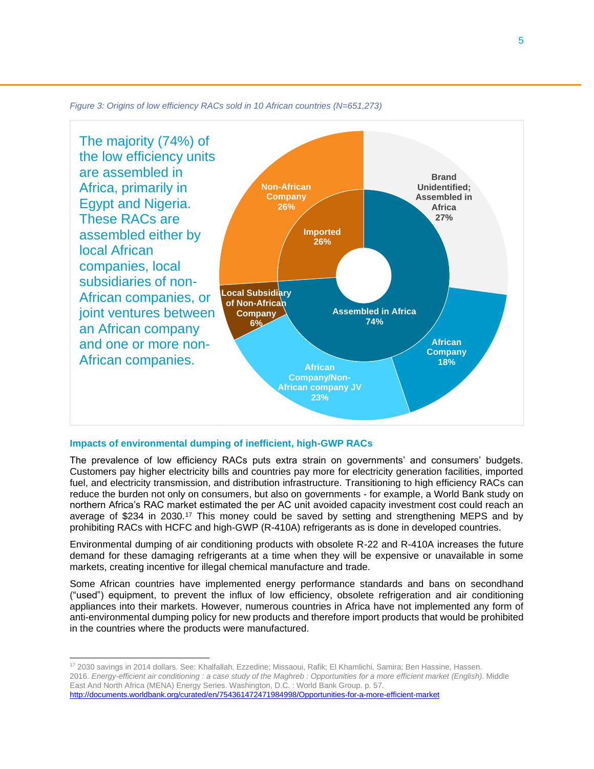*Figure 3: Origins of low efficiency RACs sold in 10 African countries (N=651,273)*

The majority (74%) of the low efficiency units are assembled in Africa, primarily in Egypt and Nigeria. These RACs are assembled either by local African companies, local subsidiaries of non-African companies, or joint ventures between an African company and one or more non-African companies.

| Inner ring | Outer ring |
|---|---|
| Imported 26% | Non-African Company 26% |
| Assembled in Africa 74% | Brand Unidentified; Assembled in Africa 27% |
| | African Company 18% |
| | African Company/Non-African company JV 23% |
| | Local Subsidiary of Non-African Company 6% |

### Impacts of environmental dumping of inefficient, high-GWP RACs

The prevalence of low efficiency RACs puts extra strain on governments' and consumers' budgets. Customers pay higher electricity bills and countries pay more for electricity generation facilities, imported fuel, and electricity transmission, and distribution infrastructure. Transitioning to high efficiency RACs can reduce the burden not only on consumers, but also on governments - for example, a World Bank study on northern Africa's RAC market estimated the per AC unit avoided capacity investment cost could reach an average of $234 in 2030.[17] This money could be saved by setting and strengthening MEPS and by prohibiting RACs with HCFC and high-GWP (R-410A) refrigerants as is done in developed countries.

Environmental dumping of air conditioning products with obsolete R-22 and R-410A increases the future demand for these damaging refrigerants at a time when they will be expensive or unavailable in some markets, creating incentive for illegal chemical manufacture and trade.

Some African countries have implemented energy performance standards and bans on secondhand ("used") equipment, to prevent the influx of low efficiency, obsolete refrigeration and air conditioning appliances into their markets. However, numerous countries in Africa have not implemented any form of anti-environmental dumping policy for new products and therefore import products that would be prohibited in the countries where the products were manufactured.

---

[17] 2030 savings in 2014 dollars. See: Khalfallah, Ezzedine; Missaoui, Rafik; El Khamlichi, Samira; Ben Hassine, Hassen. 2016. *Energy-efficient air conditioning : a case study of the Maghreb : Opportunities for a more efficient market (English).* Middle East And North Africa (MENA) Energy Series. Washington, D.C. : World Bank Group. p. 57. http://documents.worldbank.org/curated/en/754361472471984998/Opportunities-for-a-more-efficient-market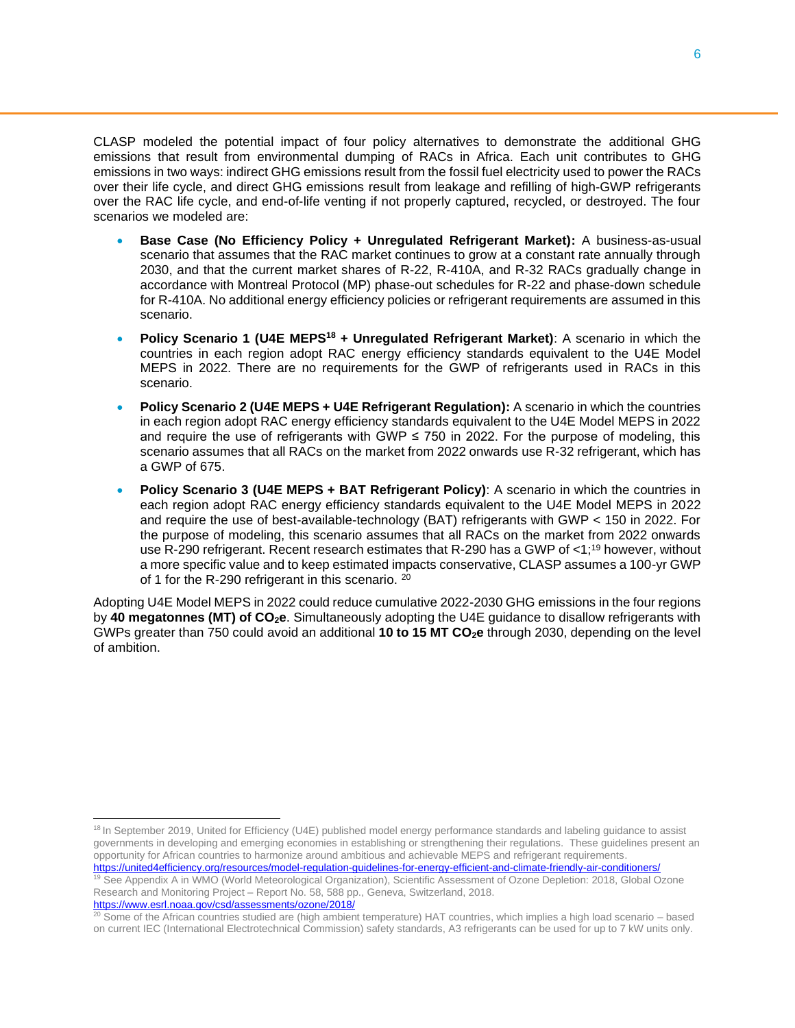CLASP modeled the potential impact of four policy alternatives to demonstrate the additional GHG emissions that result from environmental dumping of RACs in Africa. Each unit contributes to GHG emissions in two ways: indirect GHG emissions result from the fossil fuel electricity used to power the RACs over their life cycle, and direct GHG emissions result from leakage and refilling of high-GWP refrigerants over the RAC life cycle, and end-of-life venting if not properly captured, recycled, or destroyed. The four scenarios we modeled are:

- **Base Case (No Efficiency Policy + Unregulated Refrigerant Market):** A business-as-usual scenario that assumes that the RAC market continues to grow at a constant rate annually through 2030, and that the current market shares of R-22, R-410A, and R-32 RACs gradually change in accordance with Montreal Protocol (MP) phase-out schedules for R-22 and phase-down schedule for R-410A. No additional energy efficiency policies or refrigerant requirements are assumed in this scenario.
- **Policy Scenario 1 (U4E MEPS[18] + Unregulated Refrigerant Market)**: A scenario in which the countries in each region adopt RAC energy efficiency standards equivalent to the U4E Model MEPS in 2022. There are no requirements for the GWP of refrigerants used in RACs in this scenario.
- **Policy Scenario 2 (U4E MEPS + U4E Refrigerant Regulation):** A scenario in which the countries in each region adopt RAC energy efficiency standards equivalent to the U4E Model MEPS in 2022 and require the use of refrigerants with GWP $\leq$ 750 in 2022. For the purpose of modeling, this scenario assumes that all RACs on the market from 2022 onwards use R-32 refrigerant, which has a GWP of 675.
- **Policy Scenario 3 (U4E MEPS + BAT Refrigerant Policy)**: A scenario in which the countries in each region adopt RAC energy efficiency standards equivalent to the U4E Model MEPS in 2022 and require the use of best-available-technology (BAT) refrigerants with GWP < 150 in 2022. For the purpose of modeling, this scenario assumes that all RACs on the market from 2022 onwards use R-290 refrigerant. Recent research estimates that R-290 has a GWP of <1;[19] however, without a more specific value and to keep estimated impacts conservative, CLASP assumes a 100-yr GWP of 1 for the R-290 refrigerant in this scenario. [20]

Adopting U4E Model MEPS in 2022 could reduce cumulative 2022-2030 GHG emissions in the four regions by **40 megatonnes (MT) of $CO_2$e**. Simultaneously adopting the U4E guidance to disallow refrigerants with GWPs greater than 750 could avoid an additional **10 to 15 MT $CO_2$e** through 2030, depending on the level of ambition.

---

[18] In September 2019, United for Efficiency (U4E) published model energy performance standards and labeling guidance to assist governments in developing and emerging economies in establishing or strengthening their regulations. These guidelines present an opportunity for African countries to harmonize around ambitious and achievable MEPS and refrigerant requirements. https://united4efficiency.org/resources/model-regulation-guidelines-for-energy-efficient-and-climate-friendly-air-conditioners/

[19] See Appendix A in WMO (World Meteorological Organization), Scientific Assessment of Ozone Depletion: 2018, Global Ozone Research and Monitoring Project – Report No. 58, 588 pp., Geneva, Switzerland, 2018. https://www.esrl.noaa.gov/csd/assessments/ozone/2018/

[20] Some of the African countries studied are (high ambient temperature) HAT countries, which implies a high load scenario – based on current IEC (International Electrotechnical Commission) safety standards, A3 refrigerants can be used for up to 7 kW units only.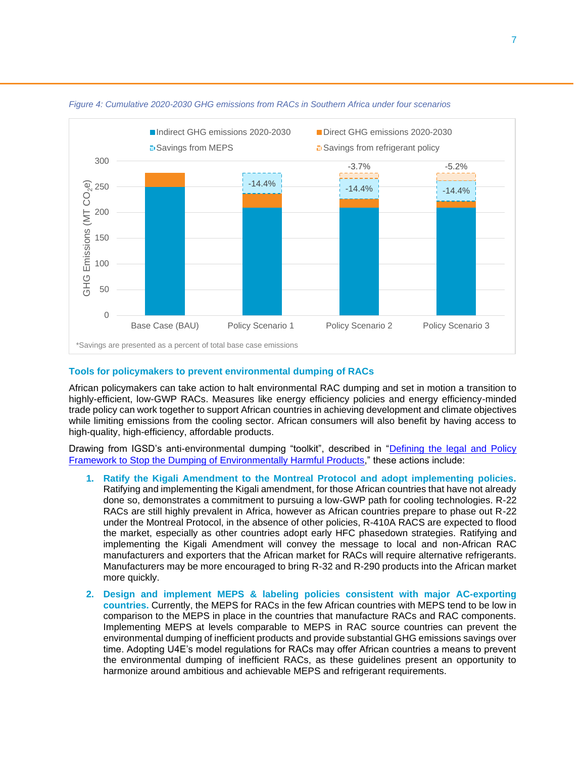*Figure 4: Cumulative 2020-2030 GHG emissions from RACs in Southern Africa under four scenarios*

*Savings are presented as a percent of total base case emissions

### Tools for policymakers to prevent environmental dumping of RACs

African policymakers can take action to halt environmental RAC dumping and set in motion a transition to highly-efficient, low-GWP RACs. Measures like energy efficiency policies and energy efficiency-minded trade policy can work together to support African countries in achieving development and climate objectives while limiting emissions from the cooling sector. African consumers will also benefit by having access to high-quality, high-efficiency, affordable products.

Drawing from IGSD's anti-environmental dumping "toolkit", described in "[Defining the legal and Policy Framework to Stop the Dumping of Environmentally Harmful Products](#)," these actions include:

1. **Ratify the Kigali Amendment to the Montreal Protocol and adopt implementing policies.** Ratifying and implementing the Kigali amendment, for those African countries that have not already done so, demonstrates a commitment to pursuing a low-GWP path for cooling technologies. R-22 RACs are still highly prevalent in Africa, however as African countries prepare to phase out R-22 under the Montreal Protocol, in the absence of other policies, R-410A RACS are expected to flood the market, especially as other countries adopt early HFC phasedown strategies. Ratifying and implementing the Kigali Amendment will convey the message to local and non-African RAC manufacturers and exporters that the African market for RACs will require alternative refrigerants. Manufacturers may be more encouraged to bring R-32 and R-290 products into the African market more quickly.
2. **Design and implement MEPS & labeling policies consistent with major AC-exporting countries.** Currently, the MEPS for RACs in the few African countries with MEPS tend to be low in comparison to the MEPS in place in the countries that manufacture RACs and RAC components. Implementing MEPS at levels comparable to MEPS in RAC source countries can prevent the environmental dumping of inefficient products and provide substantial GHG emissions savings over time. Adopting U4E's model regulations for RACs may offer African countries a means to prevent the environmental dumping of inefficient RACs, as these guidelines present an opportunity to harmonize around ambitious and achievable MEPS and refrigerant requirements.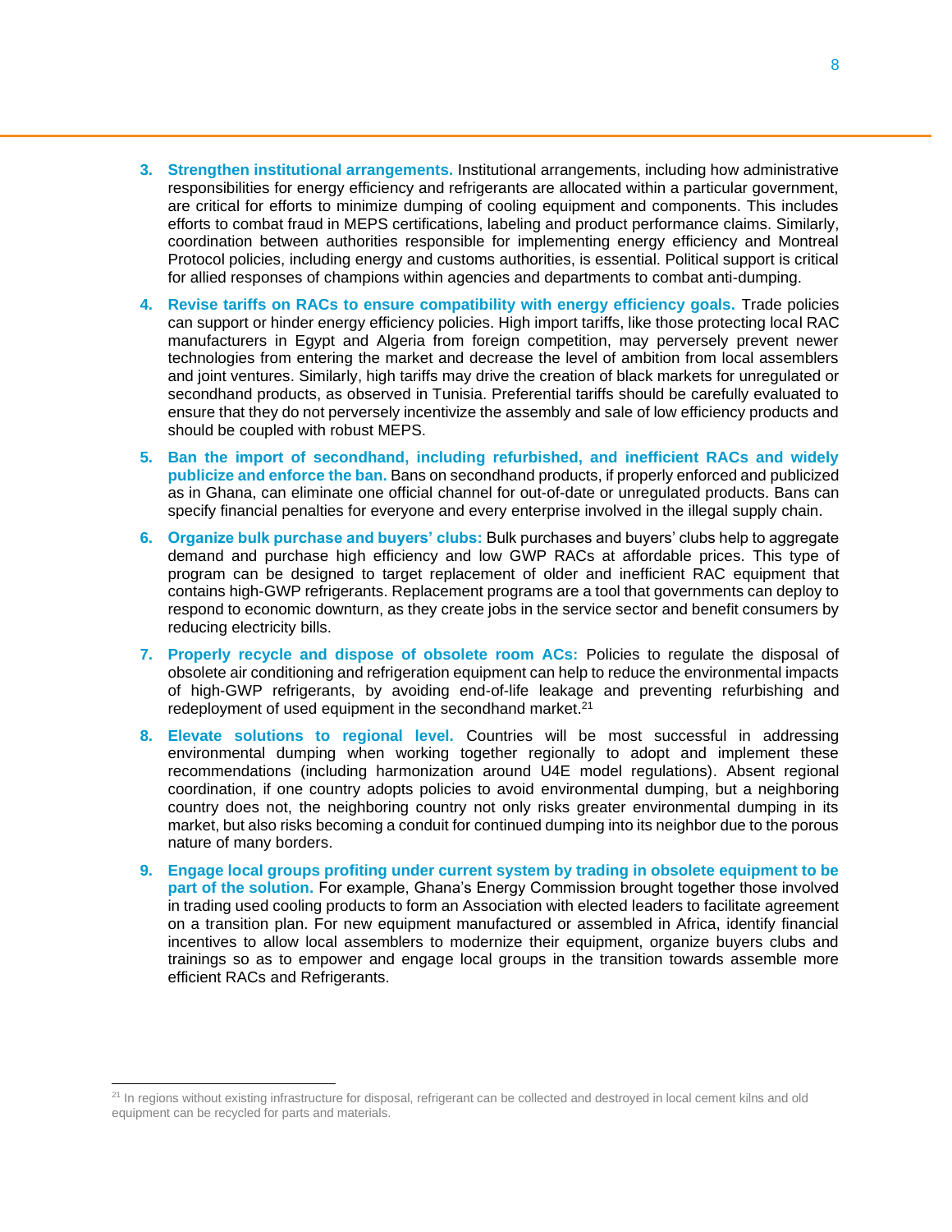3. **Strengthen institutional arrangements.** Institutional arrangements, including how administrative responsibilities for energy efficiency and refrigerants are allocated within a particular government, are critical for efforts to minimize dumping of cooling equipment and components. This includes efforts to combat fraud in MEPS certifications, labeling and product performance claims. Similarly, coordination between authorities responsible for implementing energy efficiency and Montreal Protocol policies, including energy and customs authorities, is essential. Political support is critical for allied responses of champions within agencies and departments to combat anti-dumping.

4. **Revise tariffs on RACs to ensure compatibility with energy efficiency goals.** Trade policies can support or hinder energy efficiency policies. High import tariffs, like those protecting local RAC manufacturers in Egypt and Algeria from foreign competition, may perversely prevent newer technologies from entering the market and decrease the level of ambition from local assemblers and joint ventures. Similarly, high tariffs may drive the creation of black markets for unregulated or secondhand products, as observed in Tunisia. Preferential tariffs should be carefully evaluated to ensure that they do not perversely incentivize the assembly and sale of low efficiency products and should be coupled with robust MEPS.

5. **Ban the import of secondhand, including refurbished, and inefficient RACs and widely publicize and enforce the ban.** Bans on secondhand products, if properly enforced and publicized as in Ghana, can eliminate one official channel for out-of-date or unregulated products. Bans can specify financial penalties for everyone and every enterprise involved in the illegal supply chain.

6. **Organize bulk purchase and buyers' clubs:** Bulk purchases and buyers' clubs help to aggregate demand and purchase high efficiency and low GWP RACs at affordable prices. This type of program can be designed to target replacement of older and inefficient RAC equipment that contains high-GWP refrigerants. Replacement programs are a tool that governments can deploy to respond to economic downturn, as they create jobs in the service sector and benefit consumers by reducing electricity bills.

7. **Properly recycle and dispose of obsolete room ACs:** Policies to regulate the disposal of obsolete air conditioning and refrigeration equipment can help to reduce the environmental impacts of high-GWP refrigerants, by avoiding end-of-life leakage and preventing refurbishing and redeployment of used equipment in the secondhand market.[21]

8. **Elevate solutions to regional level.** Countries will be most successful in addressing environmental dumping when working together regionally to adopt and implement these recommendations (including harmonization around U4E model regulations). Absent regional coordination, if one country adopts policies to avoid environmental dumping, but a neighboring country does not, the neighboring country not only risks greater environmental dumping in its market, but also risks becoming a conduit for continued dumping into its neighbor due to the porous nature of many borders.

9. **Engage local groups profiting under current system by trading in obsolete equipment to be part of the solution.** For example, Ghana's Energy Commission brought together those involved in trading used cooling products to form an Association with elected leaders to facilitate agreement on a transition plan. For new equipment manufactured or assembled in Africa, identify financial incentives to allow local assemblers to modernize their equipment, organize buyers clubs and trainings so as to empower and engage local groups in the transition towards assemble more efficient RACs and Refrigerants.

---

[21] In regions without existing infrastructure for disposal, refrigerant can be collected and destroyed in local cement kilns and old equipment can be recycled for parts and materials.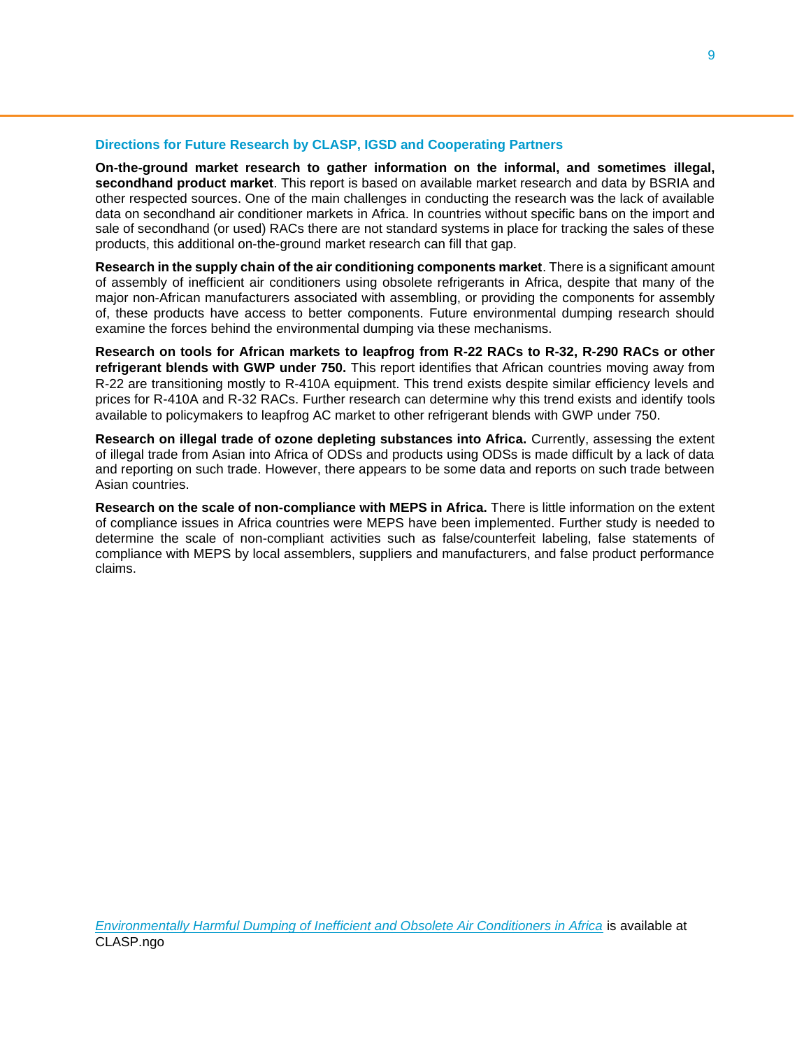### Directions for Future Research by CLASP, IGSD and Cooperating Partners

**On-the-ground market research to gather information on the informal, and sometimes illegal, secondhand product market**. This report is based on available market research and data by BSRIA and other respected sources. One of the main challenges in conducting the research was the lack of available data on secondhand air conditioner markets in Africa. In countries without specific bans on the import and sale of secondhand (or used) RACs there are not standard systems in place for tracking the sales of these products, this additional on-the-ground market research can fill that gap.

**Research in the supply chain of the air conditioning components market**. There is a significant amount of assembly of inefficient air conditioners using obsolete refrigerants in Africa, despite that many of the major non-African manufacturers associated with assembling, or providing the components for assembly of, these products have access to better components. Future environmental dumping research should examine the forces behind the environmental dumping via these mechanisms.

**Research on tools for African markets to leapfrog from R-22 RACs to R-32, R-290 RACs or other refrigerant blends with GWP under 750.** This report identifies that African countries moving away from R-22 are transitioning mostly to R-410A equipment. This trend exists despite similar efficiency levels and prices for R-410A and R-32 RACs. Further research can determine why this trend exists and identify tools available to policymakers to leapfrog AC market to other refrigerant blends with GWP under 750.

**Research on illegal trade of ozone depleting substances into Africa.** Currently, assessing the extent of illegal trade from Asian into Africa of ODSs and products using ODSs is made difficult by a lack of data and reporting on such trade. However, there appears to be some data and reports on such trade between Asian countries.

**Research on the scale of non-compliance with MEPS in Africa.** There is little information on the extent of compliance issues in Africa countries were MEPS have been implemented. Further study is needed to determine the scale of non-compliant activities such as false/counterfeit labeling, false statements of compliance with MEPS by local assemblers, suppliers and manufacturers, and false product performance claims.

*Environmentally Harmful Dumping of Inefficient and Obsolete Air Conditioners in Africa* is available at CLASP.ngo